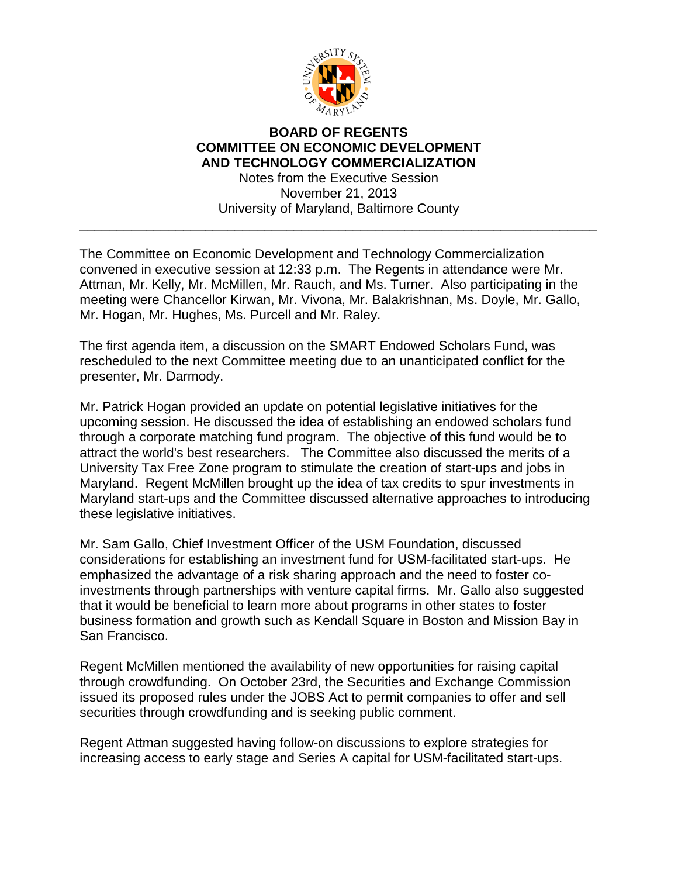# BOARD OF REGENTS
# COMMITTEE ON ECONOMIC DEVELOPMENT AND TECHNOLOGY COMMERCIALIZATION

Notes from the Executive Session
November 21, 2013
University of Maryland, Baltimore County

---

The Committee on Economic Development and Technology Commercialization convened in executive session at 12:33 p.m. The Regents in attendance were Mr. Attman, Mr. Kelly, Mr. McMillen, Mr. Rauch, and Ms. Turner. Also participating in the meeting were Chancellor Kirwan, Mr. Vivona, Mr. Balakrishnan, Ms. Doyle, Mr. Gallo, Mr. Hogan, Mr. Hughes, Ms. Purcell and Mr. Raley.

The first agenda item, a discussion on the SMART Endowed Scholars Fund, was rescheduled to the next Committee meeting due to an unanticipated conflict for the presenter, Mr. Darmody.

Mr. Patrick Hogan provided an update on potential legislative initiatives for the upcoming session. He discussed the idea of establishing an endowed scholars fund through a corporate matching fund program. The objective of this fund would be to attract the world's best researchers. The Committee also discussed the merits of a University Tax Free Zone program to stimulate the creation of start-ups and jobs in Maryland. Regent McMillen brought up the idea of tax credits to spur investments in Maryland start-ups and the Committee discussed alternative approaches to introducing these legislative initiatives.

Mr. Sam Gallo, Chief Investment Officer of the USM Foundation, discussed considerations for establishing an investment fund for USM-facilitated start-ups. He emphasized the advantage of a risk sharing approach and the need to foster co-investments through partnerships with venture capital firms. Mr. Gallo also suggested that it would be beneficial to learn more about programs in other states to foster business formation and growth such as Kendall Square in Boston and Mission Bay in San Francisco.

Regent McMillen mentioned the availability of new opportunities for raising capital through crowdfunding. On October 23rd, the Securities and Exchange Commission issued its proposed rules under the JOBS Act to permit companies to offer and sell securities through crowdfunding and is seeking public comment.

Regent Attman suggested having follow-on discussions to explore strategies for increasing access to early stage and Series A capital for USM-facilitated start-ups.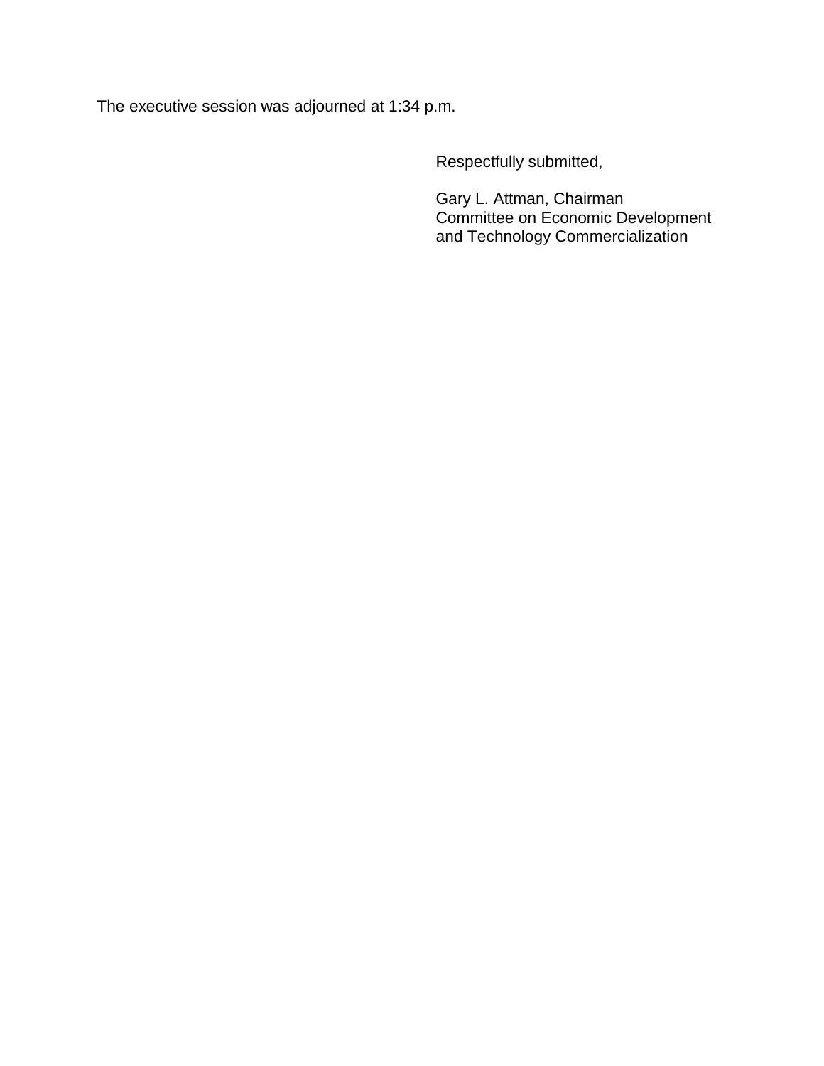The executive session was adjourned at 1:34 p.m.

Respectfully submitted,

Gary L. Attman, Chairman
Committee on Economic Development
and Technology Commercialization